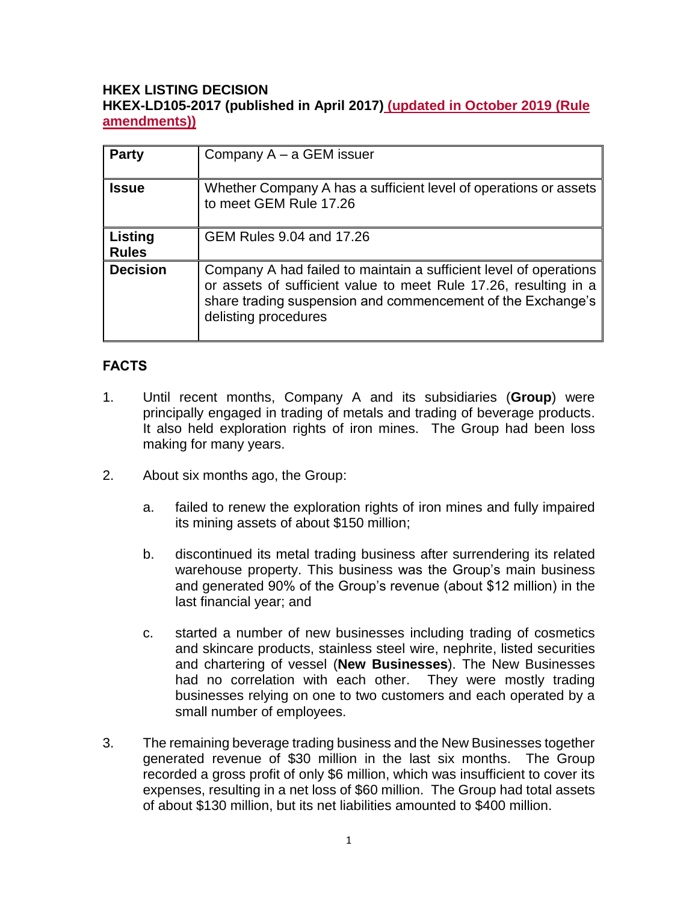**HKEX LISTING DECISION**
**HKEX-LD105-2017 (published in April 2017)** **(updated in October 2019 (Rule amendments))**

| Party | Company A – a GEM issuer |
|---|---|
| **Issue** | Whether Company A has a sufficient level of operations or assets to meet GEM Rule 17.26 |
| **Listing Rules** | GEM Rules 9.04 and 17.26 |
| **Decision** | Company A had failed to maintain a sufficient level of operations or assets of sufficient value to meet Rule 17.26, resulting in a share trading suspension and commencement of the Exchange's delisting procedures |

## FACTS

1. Until recent months, Company A and its subsidiaries (**Group**) were principally engaged in trading of metals and trading of beverage products. It also held exploration rights of iron mines. The Group had been loss making for many years.

2. About six months ago, the Group:

   a. failed to renew the exploration rights of iron mines and fully impaired its mining assets of about $150 million;

   b. discontinued its metal trading business after surrendering its related warehouse property. This business was the Group's main business and generated 90% of the Group's revenue (about $12 million) in the last financial year; and

   c. started a number of new businesses including trading of cosmetics and skincare products, stainless steel wire, nephrite, listed securities and chartering of vessel (**New Businesses**). The New Businesses had no correlation with each other. They were mostly trading businesses relying on one to two customers and each operated by a small number of employees.

3. The remaining beverage trading business and the New Businesses together generated revenue of $30 million in the last six months. The Group recorded a gross profit of only $6 million, which was insufficient to cover its expenses, resulting in a net loss of $60 million. The Group had total assets of about $130 million, but its net liabilities amounted to $400 million.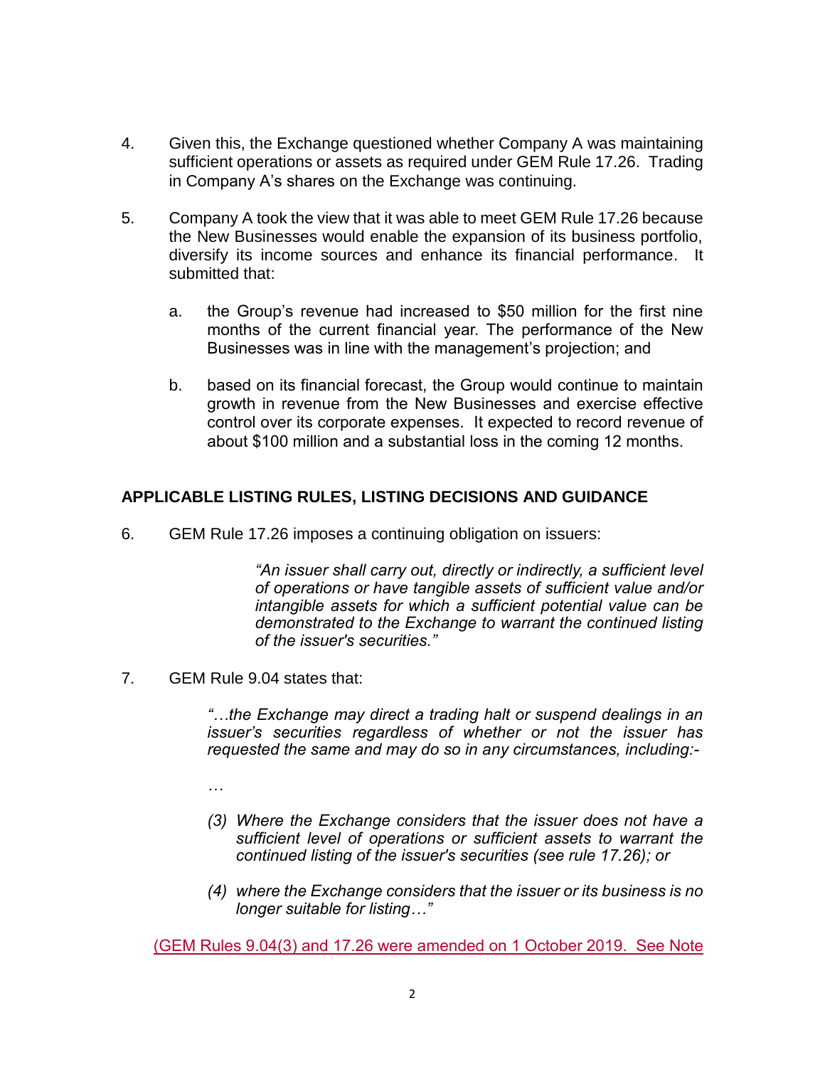4. Given this, the Exchange questioned whether Company A was maintaining sufficient operations or assets as required under GEM Rule 17.26. Trading in Company A's shares on the Exchange was continuing.

5. Company A took the view that it was able to meet GEM Rule 17.26 because the New Businesses would enable the expansion of its business portfolio, diversify its income sources and enhance its financial performance. It submitted that:

   a. the Group's revenue had increased to $50 million for the first nine months of the current financial year. The performance of the New Businesses was in line with the management's projection; and

   b. based on its financial forecast, the Group would continue to maintain growth in revenue from the New Businesses and exercise effective control over its corporate expenses. It expected to record revenue of about $100 million and a substantial loss in the coming 12 months.

## APPLICABLE LISTING RULES, LISTING DECISIONS AND GUIDANCE

6. GEM Rule 17.26 imposes a continuing obligation on issuers:

   > *"An issuer shall carry out, directly or indirectly, a sufficient level of operations or have tangible assets of sufficient value and/or intangible assets for which a sufficient potential value can be demonstrated to the Exchange to warrant the continued listing of the issuer's securities."*

7. GEM Rule 9.04 states that:

   > *"…the Exchange may direct a trading halt or suspend dealings in an issuer's securities regardless of whether or not the issuer has requested the same and may do so in any circumstances, including:-*
   >
   > *…*
   >
   > *(3) Where the Exchange considers that the issuer does not have a sufficient level of operations or sufficient assets to warrant the continued listing of the issuer's securities (see rule 17.26); or*
   >
   > *(4) where the Exchange considers that the issuer or its business is no longer suitable for listing…"*

   (GEM Rules 9.04(3) and 17.26 were amended on 1 October 2019. See Note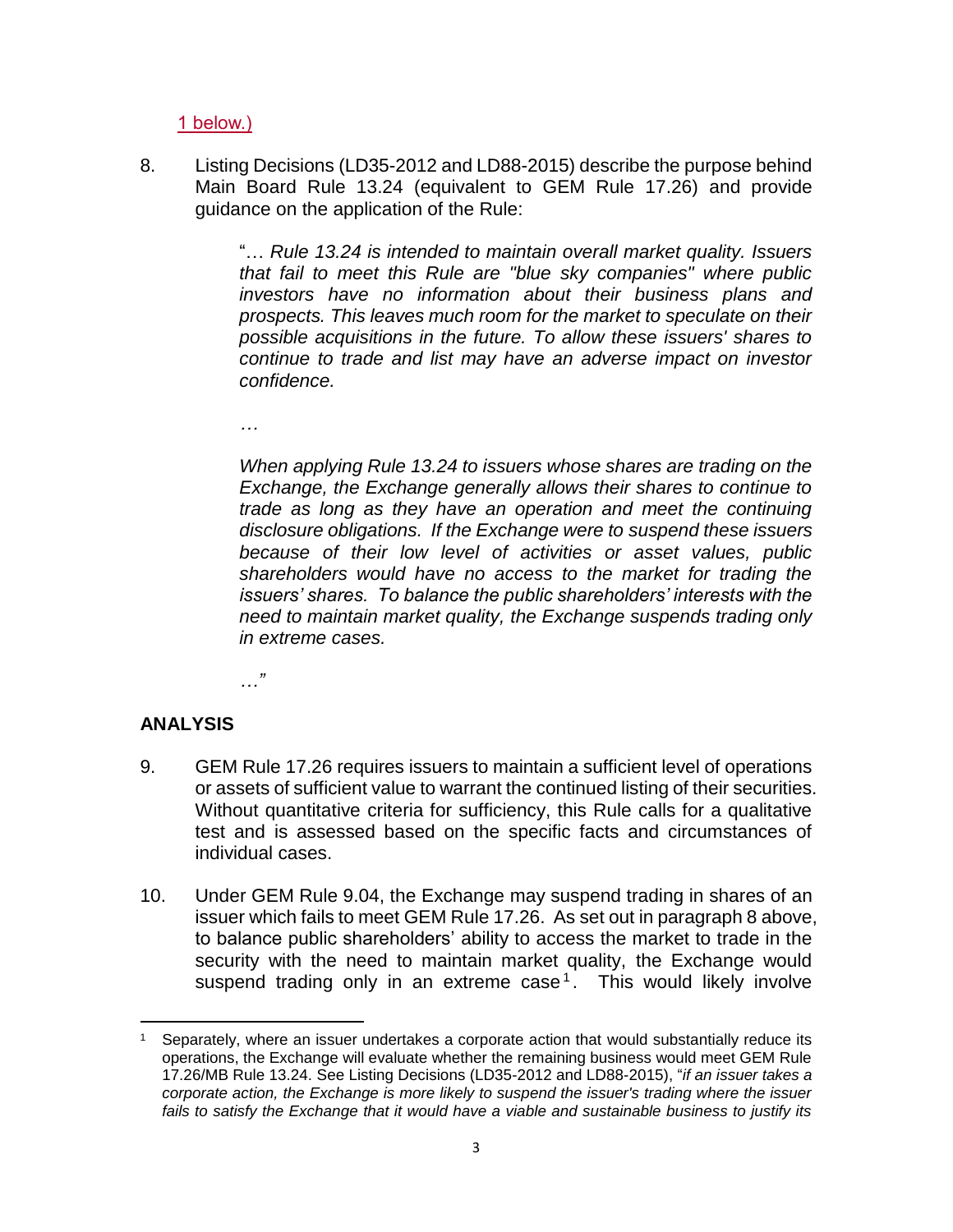1 below.)

8. Listing Decisions (LD35-2012 and LD88-2015) describe the purpose behind Main Board Rule 13.24 (equivalent to GEM Rule 17.26) and provide guidance on the application of the Rule:

   "… *Rule 13.24 is intended to maintain overall market quality. Issuers that fail to meet this Rule are "blue sky companies" where public investors have no information about their business plans and prospects. This leaves much room for the market to speculate on their possible acquisitions in the future. To allow these issuers' shares to continue to trade and list may have an adverse impact on investor confidence.*

   *…*

   *When applying Rule 13.24 to issuers whose shares are trading on the Exchange, the Exchange generally allows their shares to continue to trade as long as they have an operation and meet the continuing disclosure obligations. If the Exchange were to suspend these issuers because of their low level of activities or asset values, public shareholders would have no access to the market for trading the issuers' shares. To balance the public shareholders' interests with the need to maintain market quality, the Exchange suspends trading only in extreme cases.*

   *…"*

## ANALYSIS

9. GEM Rule 17.26 requires issuers to maintain a sufficient level of operations or assets of sufficient value to warrant the continued listing of their securities. Without quantitative criteria for sufficiency, this Rule calls for a qualitative test and is assessed based on the specific facts and circumstances of individual cases.

10. Under GEM Rule 9.04, the Exchange may suspend trading in shares of an issuer which fails to meet GEM Rule 17.26. As set out in paragraph 8 above, to balance public shareholders' ability to access the market to trade in the security with the need to maintain market quality, the Exchange would suspend trading only in an extreme case[1]. This would likely involve

[1] Separately, where an issuer undertakes a corporate action that would substantially reduce its operations, the Exchange will evaluate whether the remaining business would meet GEM Rule 17.26/MB Rule 13.24. See Listing Decisions (LD35-2012 and LD88-2015), "*if an issuer takes a corporate action, the Exchange is more likely to suspend the issuer's trading where the issuer fails to satisfy the Exchange that it would have a viable and sustainable business to justify its*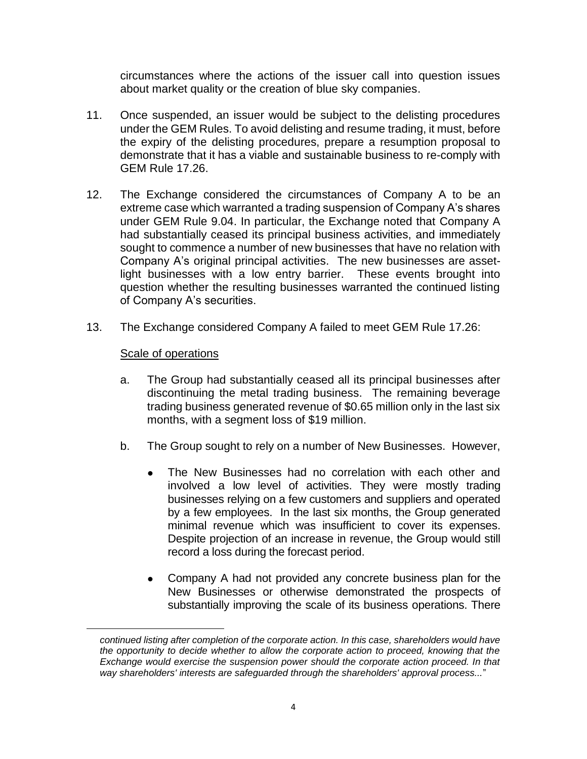circumstances where the actions of the issuer call into question issues about market quality or the creation of blue sky companies.

11. Once suspended, an issuer would be subject to the delisting procedures under the GEM Rules. To avoid delisting and resume trading, it must, before the expiry of the delisting procedures, prepare a resumption proposal to demonstrate that it has a viable and sustainable business to re-comply with GEM Rule 17.26.

12. The Exchange considered the circumstances of Company A to be an extreme case which warranted a trading suspension of Company A's shares under GEM Rule 9.04. In particular, the Exchange noted that Company A had substantially ceased its principal business activities, and immediately sought to commence a number of new businesses that have no relation with Company A's original principal activities. The new businesses are asset-light businesses with a low entry barrier. These events brought into question whether the resulting businesses warranted the continued listing of Company A's securities.

13. The Exchange considered Company A failed to meet GEM Rule 17.26:

    Scale of operations

    a. The Group had substantially ceased all its principal businesses after discontinuing the metal trading business. The remaining beverage trading business generated revenue of $0.65 million only in the last six months, with a segment loss of $19 million.

    b. The Group sought to rely on a number of New Businesses. However,

        - The New Businesses had no correlation with each other and involved a low level of activities. They were mostly trading businesses relying on a few customers and suppliers and operated by a few employees. In the last six months, the Group generated minimal revenue which was insufficient to cover its expenses. Despite projection of an increase in revenue, the Group would still record a loss during the forecast period.

        - Company A had not provided any concrete business plan for the New Businesses or otherwise demonstrated the prospects of substantially improving the scale of its business operations. There

*continued listing after completion of the corporate action. In this case, shareholders would have the opportunity to decide whether to allow the corporate action to proceed, knowing that the Exchange would exercise the suspension power should the corporate action proceed. In that way shareholders' interests are safeguarded through the shareholders' approval process...*"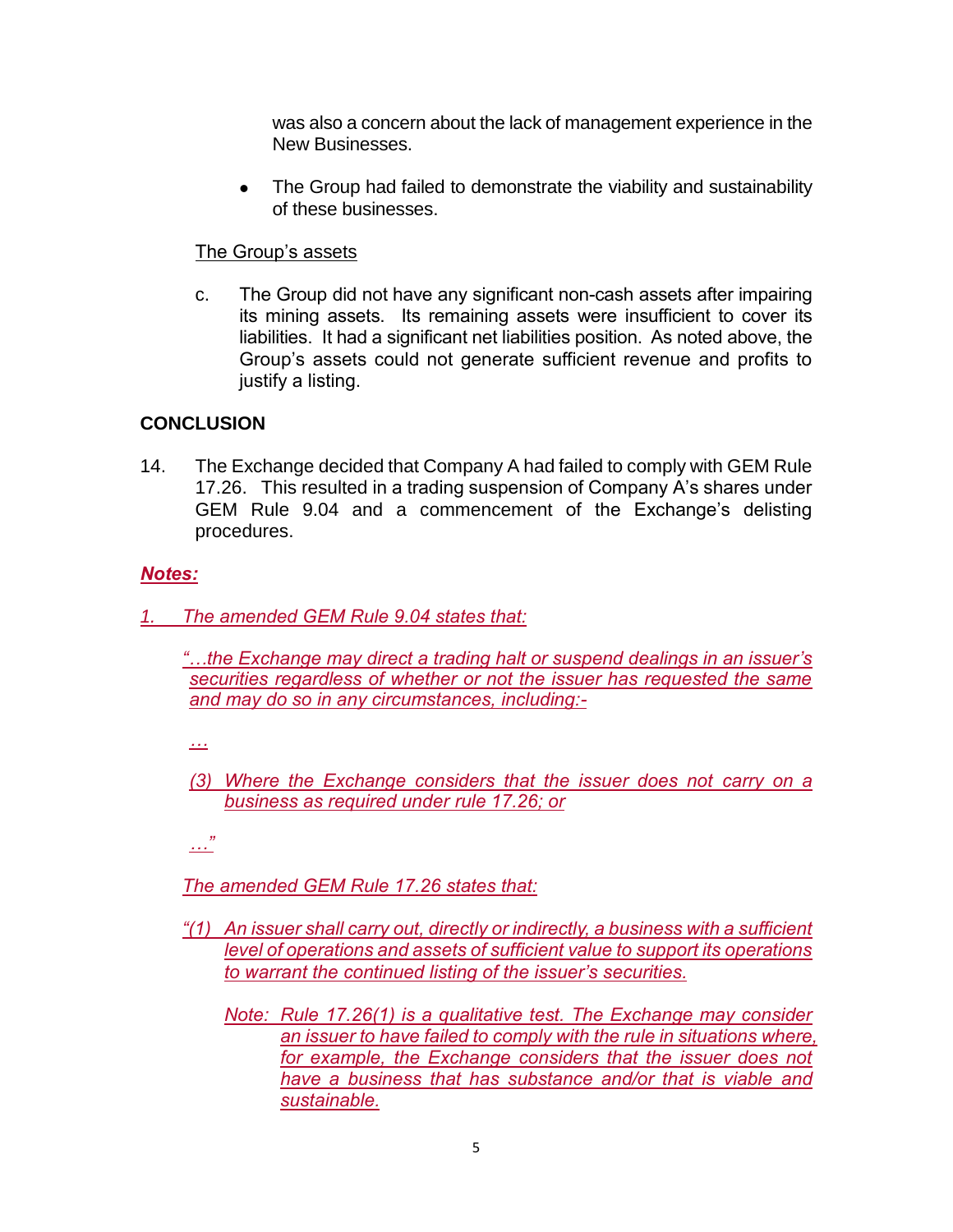was also a concern about the lack of management experience in the New Businesses.

- The Group had failed to demonstrate the viability and sustainability of these businesses.

The Group's assets

c. The Group did not have any significant non-cash assets after impairing its mining assets. Its remaining assets were insufficient to cover its liabilities. It had a significant net liabilities position. As noted above, the Group's assets could not generate sufficient revenue and profits to justify a listing.

**CONCLUSION**

14. The Exchange decided that Company A had failed to comply with GEM Rule 17.26. This resulted in a trading suspension of Company A's shares under GEM Rule 9.04 and a commencement of the Exchange's delisting procedures.

***Notes:***

*1. The amended GEM Rule 9.04 states that:*

*"…the Exchange may direct a trading halt or suspend dealings in an issuer's securities regardless of whether or not the issuer has requested the same and may do so in any circumstances, including:-*

*…*

*(3) Where the Exchange considers that the issuer does not carry on a business as required under rule 17.26; or*

*…"*

*The amended GEM Rule 17.26 states that:*

*"(1) An issuer shall carry out, directly or indirectly, a business with a sufficient level of operations and assets of sufficient value to support its operations to warrant the continued listing of the issuer's securities.*

*Note: Rule 17.26(1) is a qualitative test. The Exchange may consider an issuer to have failed to comply with the rule in situations where, for example, the Exchange considers that the issuer does not have a business that has substance and/or that is viable and sustainable.*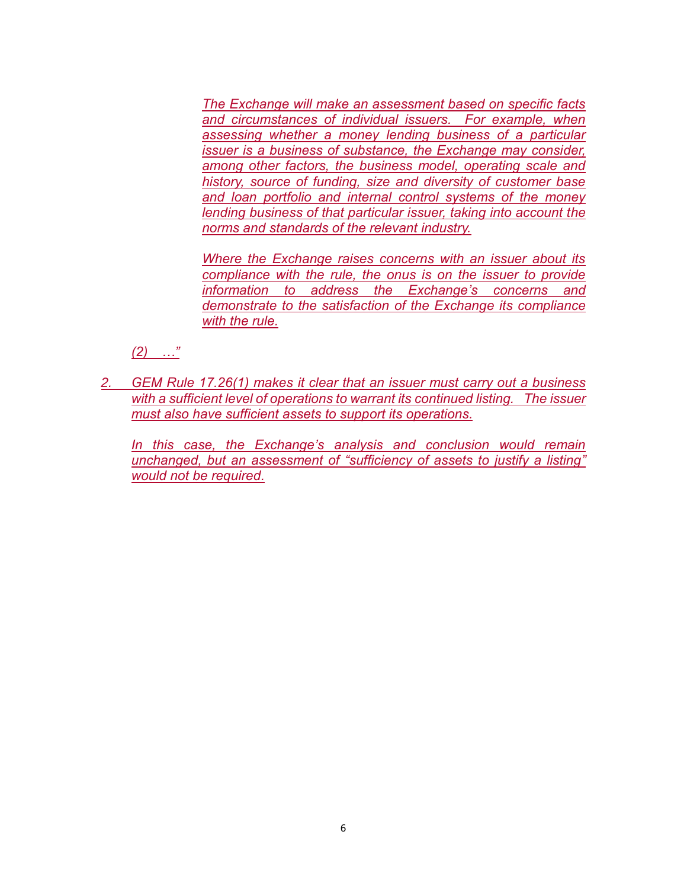*The Exchange will make an assessment based on specific facts and circumstances of individual issuers. For example, when assessing whether a money lending business of a particular issuer is a business of substance, the Exchange may consider, among other factors, the business model, operating scale and history, source of funding, size and diversity of customer base and loan portfolio and internal control systems of the money lending business of that particular issuer, taking into account the norms and standards of the relevant industry.*

*Where the Exchange raises concerns with an issuer about its compliance with the rule, the onus is on the issuer to provide information to address the Exchange's concerns and demonstrate to the satisfaction of the Exchange its compliance with the rule.*

*(2) …"*

2. *GEM Rule 17.26(1) makes it clear that an issuer must carry out a business with a sufficient level of operations to warrant its continued listing. The issuer must also have sufficient assets to support its operations.*

   *In this case, the Exchange's analysis and conclusion would remain unchanged, but an assessment of "sufficiency of assets to justify a listing" would not be required.*